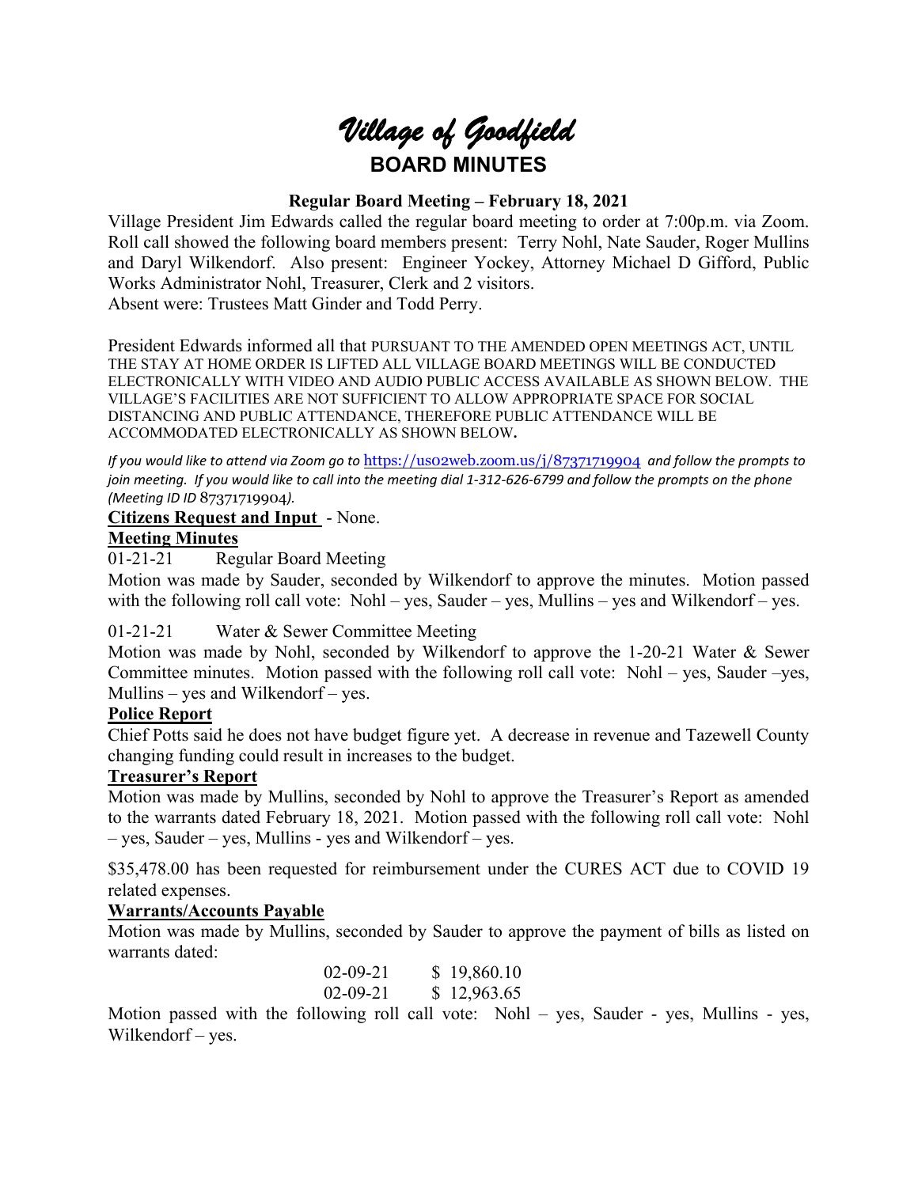# *Village of Goodfield*

## BOARD MINUTES

**Regular Board Meeting – February 18, 2021**

Village President Jim Edwards called the regular board meeting to order at 7:00p.m. via Zoom. Roll call showed the following board members present: Terry Nohl, Nate Sauder, Roger Mullins and Daryl Wilkendorf. Also present: Engineer Yockey, Attorney Michael D Gifford, Public Works Administrator Nohl, Treasurer, Clerk and 2 visitors.
Absent were: Trustees Matt Ginder and Todd Perry.

President Edwards informed all that PURSUANT TO THE AMENDED OPEN MEETINGS ACT, UNTIL THE STAY AT HOME ORDER IS LIFTED ALL VILLAGE BOARD MEETINGS WILL BE CONDUCTED ELECTRONICALLY WITH VIDEO AND AUDIO PUBLIC ACCESS AVAILABLE AS SHOWN BELOW. THE VILLAGE'S FACILITIES ARE NOT SUFFICIENT TO ALLOW APPROPRIATE SPACE FOR SOCIAL DISTANCING AND PUBLIC ATTENDANCE, THEREFORE PUBLIC ATTENDANCE WILL BE ACCOMMODATED ELECTRONICALLY AS SHOWN BELOW.

*If you would like to attend via Zoom go to* https://us02web.zoom.us/j/87371719904 *and follow the prompts to join meeting. If you would like to call into the meeting dial 1-312-626-6799 and follow the prompts on the phone (Meeting ID ID* 87371719904*).*

**Citizens Request and Input** - None.

**Meeting Minutes**

01-21-21 Regular Board Meeting

Motion was made by Sauder, seconded by Wilkendorf to approve the minutes. Motion passed with the following roll call vote: Nohl – yes, Sauder – yes, Mullins – yes and Wilkendorf – yes.

01-21-21 Water & Sewer Committee Meeting

Motion was made by Nohl, seconded by Wilkendorf to approve the 1-20-21 Water & Sewer Committee minutes. Motion passed with the following roll call vote: Nohl – yes, Sauder –yes, Mullins – yes and Wilkendorf – yes.

**Police Report**

Chief Potts said he does not have budget figure yet. A decrease in revenue and Tazewell County changing funding could result in increases to the budget.

**Treasurer's Report**

Motion was made by Mullins, seconded by Nohl to approve the Treasurer's Report as amended to the warrants dated February 18, 2021. Motion passed with the following roll call vote: Nohl – yes, Sauder – yes, Mullins - yes and Wilkendorf – yes.

$35,478.00 has been requested for reimbursement under the CURES ACT due to COVID 19 related expenses.

**Warrants/Accounts Payable**

Motion was made by Mullins, seconded by Sauder to approve the payment of bills as listed on warrants dated:

| | |
|---|---|
| 02-09-21 | $ 19,860.10 |
| 02-09-21 | $ 12,963.65 |

Motion passed with the following roll call vote: Nohl – yes, Sauder - yes, Mullins - yes, Wilkendorf – yes.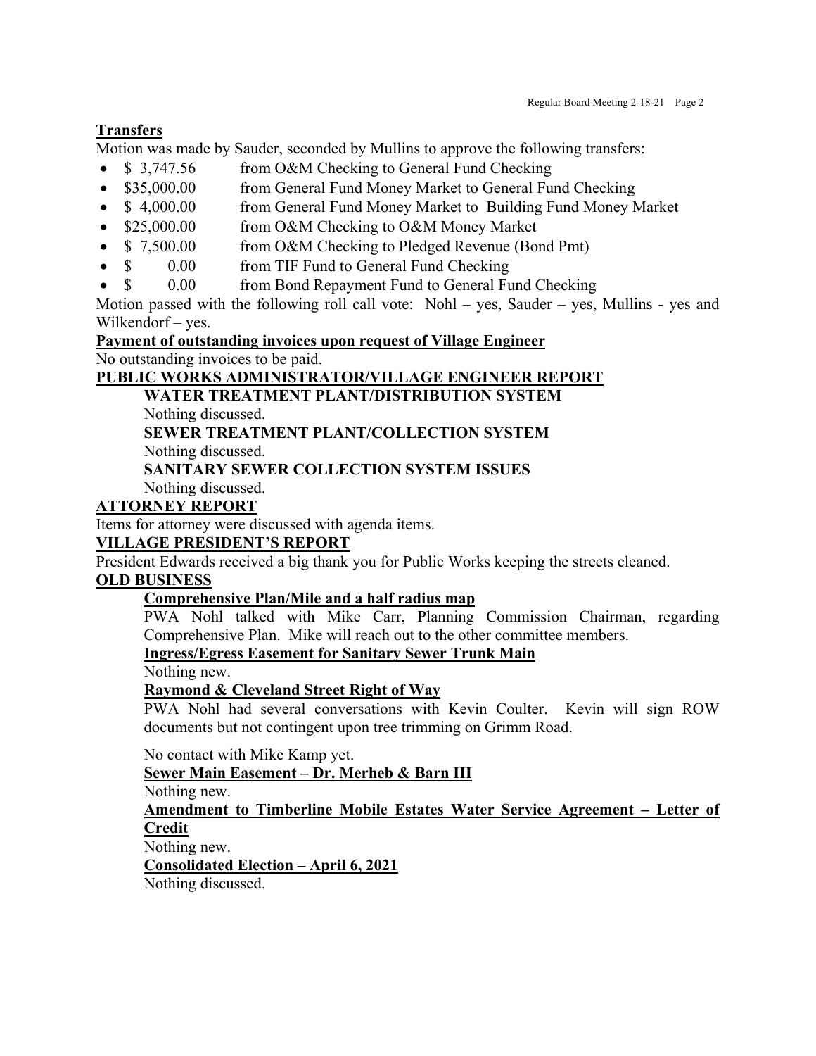## Transfers

Motion was made by Sauder, seconded by Mullins to approve the following transfers:

- $ 3,747.56 from O&M Checking to General Fund Checking
- $35,000.00 from General Fund Money Market to General Fund Checking
- $ 4,000.00 from General Fund Money Market to Building Fund Money Market
- $25,000.00 from O&M Checking to O&M Money Market
- $ 7,500.00 from O&M Checking to Pledged Revenue (Bond Pmt)
- $ 0.00 from TIF Fund to General Fund Checking
- $ 0.00 from Bond Repayment Fund to General Fund Checking

Motion passed with the following roll call vote: Nohl – yes, Sauder – yes, Mullins - yes and Wilkendorf – yes.

## Payment of outstanding invoices upon request of Village Engineer

No outstanding invoices to be paid.

## PUBLIC WORKS ADMINISTRATOR/VILLAGE ENGINEER REPORT

### WATER TREATMENT PLANT/DISTRIBUTION SYSTEM

Nothing discussed.

### SEWER TREATMENT PLANT/COLLECTION SYSTEM

Nothing discussed.

### SANITARY SEWER COLLECTION SYSTEM ISSUES

Nothing discussed.

## ATTORNEY REPORT

Items for attorney were discussed with agenda items.

## VILLAGE PRESIDENT'S REPORT

President Edwards received a big thank you for Public Works keeping the streets cleaned.

## OLD BUSINESS

### Comprehensive Plan/Mile and a half radius map

PWA Nohl talked with Mike Carr, Planning Commission Chairman, regarding Comprehensive Plan. Mike will reach out to the other committee members.

### Ingress/Egress Easement for Sanitary Sewer Trunk Main

Nothing new.

### Raymond & Cleveland Street Right of Way

PWA Nohl had several conversations with Kevin Coulter. Kevin will sign ROW documents but not contingent upon tree trimming on Grimm Road.

No contact with Mike Kamp yet.

### Sewer Main Easement – Dr. Merheb & Barn III

Nothing new.

### Amendment to Timberline Mobile Estates Water Service Agreement – Letter of Credit

Nothing new.

### Consolidated Election – April 6, 2021

Nothing discussed.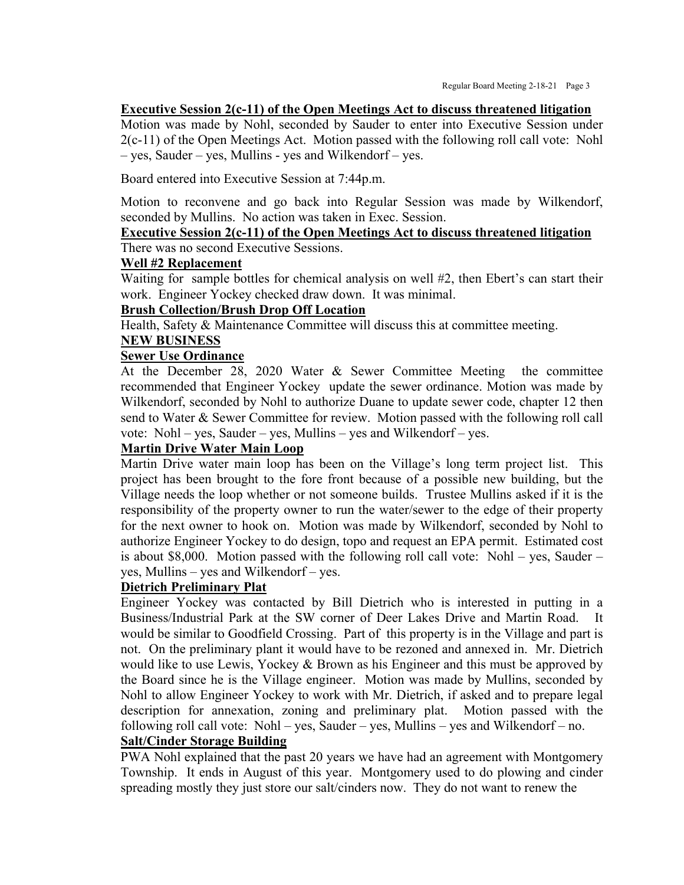**Executive Session 2(c-11) of the Open Meetings Act to discuss threatened litigation**

Motion was made by Nohl, seconded by Sauder to enter into Executive Session under 2(c-11) of the Open Meetings Act. Motion passed with the following roll call vote: Nohl – yes, Sauder – yes, Mullins - yes and Wilkendorf – yes.

Board entered into Executive Session at 7:44p.m.

Motion to reconvene and go back into Regular Session was made by Wilkendorf, seconded by Mullins. No action was taken in Exec. Session.

**Executive Session 2(c-11) of the Open Meetings Act to discuss threatened litigation**

There was no second Executive Sessions.

**Well #2 Replacement**

Waiting for sample bottles for chemical analysis on well #2, then Ebert's can start their work. Engineer Yockey checked draw down. It was minimal.

**Brush Collection/Brush Drop Off Location**

Health, Safety & Maintenance Committee will discuss this at committee meeting.

**NEW BUSINESS**

**Sewer Use Ordinance**

At the December 28, 2020 Water & Sewer Committee Meeting the committee recommended that Engineer Yockey update the sewer ordinance. Motion was made by Wilkendorf, seconded by Nohl to authorize Duane to update sewer code, chapter 12 then send to Water & Sewer Committee for review. Motion passed with the following roll call vote: Nohl – yes, Sauder – yes, Mullins – yes and Wilkendorf – yes.

**Martin Drive Water Main Loop**

Martin Drive water main loop has been on the Village's long term project list. This project has been brought to the fore front because of a possible new building, but the Village needs the loop whether or not someone builds. Trustee Mullins asked if it is the responsibility of the property owner to run the water/sewer to the edge of their property for the next owner to hook on. Motion was made by Wilkendorf, seconded by Nohl to authorize Engineer Yockey to do design, topo and request an EPA permit. Estimated cost is about $8,000. Motion passed with the following roll call vote: Nohl – yes, Sauder – yes, Mullins – yes and Wilkendorf – yes.

**Dietrich Preliminary Plat**

Engineer Yockey was contacted by Bill Dietrich who is interested in putting in a Business/Industrial Park at the SW corner of Deer Lakes Drive and Martin Road. It would be similar to Goodfield Crossing. Part of this property is in the Village and part is not. On the preliminary plant it would have to be rezoned and annexed in. Mr. Dietrich would like to use Lewis, Yockey & Brown as his Engineer and this must be approved by the Board since he is the Village engineer. Motion was made by Mullins, seconded by Nohl to allow Engineer Yockey to work with Mr. Dietrich, if asked and to prepare legal description for annexation, zoning and preliminary plat. Motion passed with the following roll call vote: Nohl – yes, Sauder – yes, Mullins – yes and Wilkendorf – no.

**Salt/Cinder Storage Building**

PWA Nohl explained that the past 20 years we have had an agreement with Montgomery Township. It ends in August of this year. Montgomery used to do plowing and cinder spreading mostly they just store our salt/cinders now. They do not want to renew the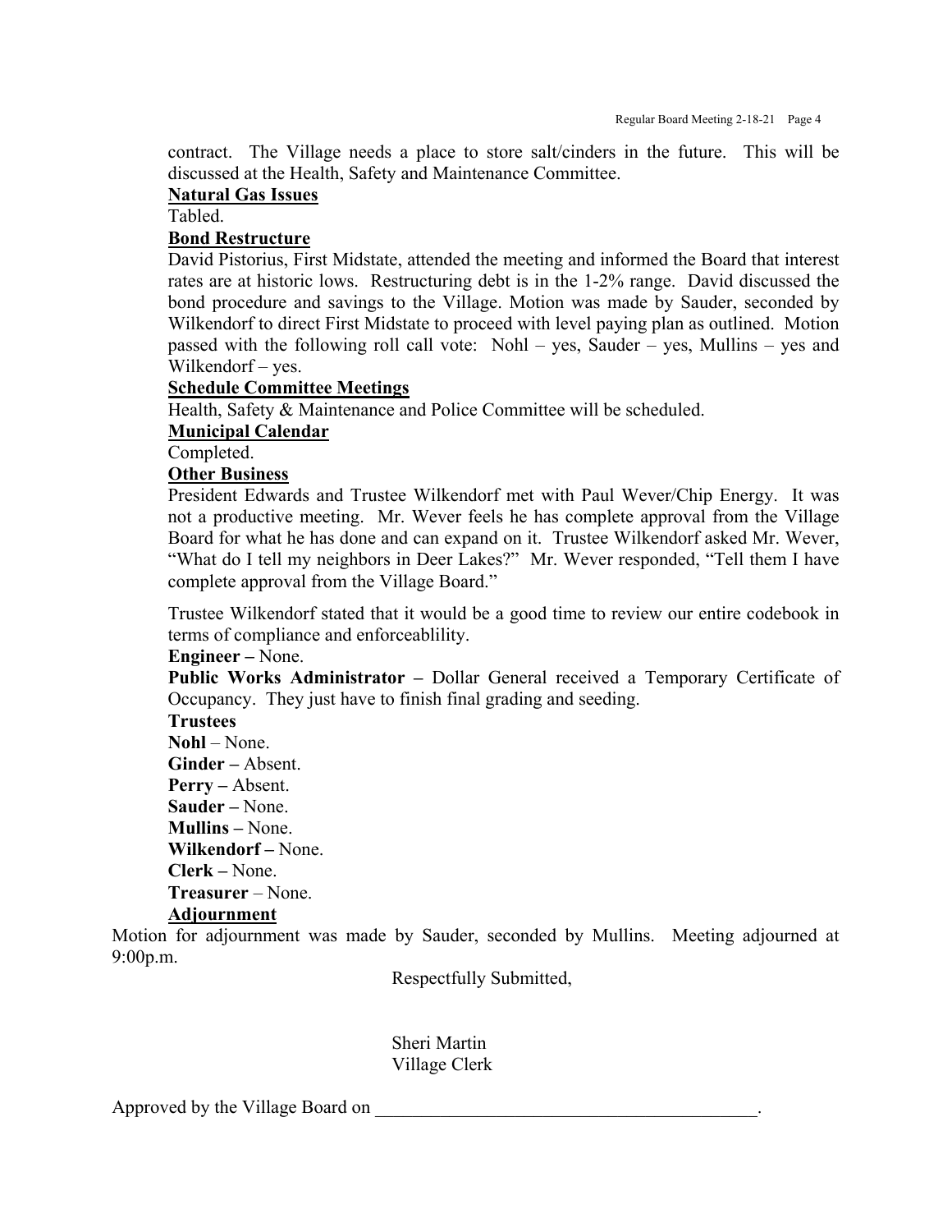contract. The Village needs a place to store salt/cinders in the future. This will be discussed at the Health, Safety and Maintenance Committee.

**Natural Gas Issues**

Tabled.

**Bond Restructure**

David Pistorius, First Midstate, attended the meeting and informed the Board that interest rates are at historic lows. Restructuring debt is in the 1-2% range. David discussed the bond procedure and savings to the Village. Motion was made by Sauder, seconded by Wilkendorf to direct First Midstate to proceed with level paying plan as outlined. Motion passed with the following roll call vote: Nohl – yes, Sauder – yes, Mullins – yes and Wilkendorf – yes.

**Schedule Committee Meetings**

Health, Safety & Maintenance and Police Committee will be scheduled.

**Municipal Calendar**

Completed.

**Other Business**

President Edwards and Trustee Wilkendorf met with Paul Wever/Chip Energy. It was not a productive meeting. Mr. Wever feels he has complete approval from the Village Board for what he has done and can expand on it. Trustee Wilkendorf asked Mr. Wever, "What do I tell my neighbors in Deer Lakes?" Mr. Wever responded, "Tell them I have complete approval from the Village Board."

Trustee Wilkendorf stated that it would be a good time to review our entire codebook in terms of compliance and enforceablility.

**Engineer –** None.

**Public Works Administrator –** Dollar General received a Temporary Certificate of Occupancy. They just have to finish final grading and seeding.

**Trustees**

**Nohl** – None.

**Ginder –** Absent.

**Perry –** Absent.

**Sauder –** None.

**Mullins –** None.

**Wilkendorf –** None.

**Clerk –** None.

**Treasurer** – None.

**Adjournment**

Motion for adjournment was made by Sauder, seconded by Mullins. Meeting adjourned at 9:00p.m.

Respectfully Submitted,

Sheri Martin
Village Clerk

Approved by the Village Board on \_\_\_\_\_\_\_\_\_\_\_\_\_\_\_\_\_\_\_\_\_\_\_\_\_\_\_\_\_\_\_\_\_\_\_\_\_\_\_\_\_\_.